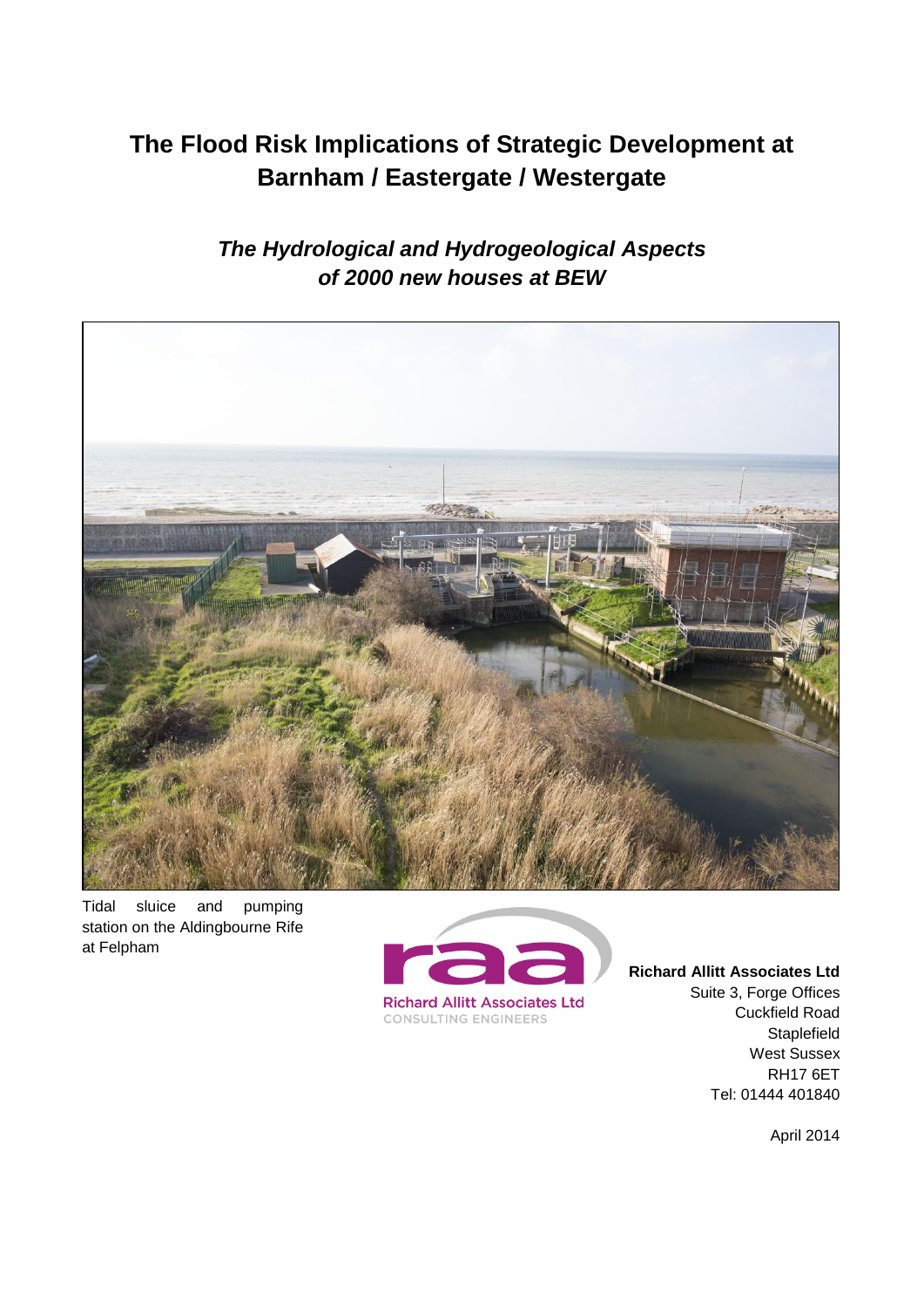# The Flood Risk Implications of Strategic Development at Barnham / Eastergate / Westergate

## *The Hydrological and Hydrogeological Aspects of 2000 new houses at BEW*

Tidal sluice and pumping station on the Aldingbourne Rife at Felpham

**Richard Allitt Associates Ltd**
Suite 3, Forge Offices
Cuckfield Road
Staplefield
West Sussex
RH17 6ET
Tel: 01444 401840

April 2014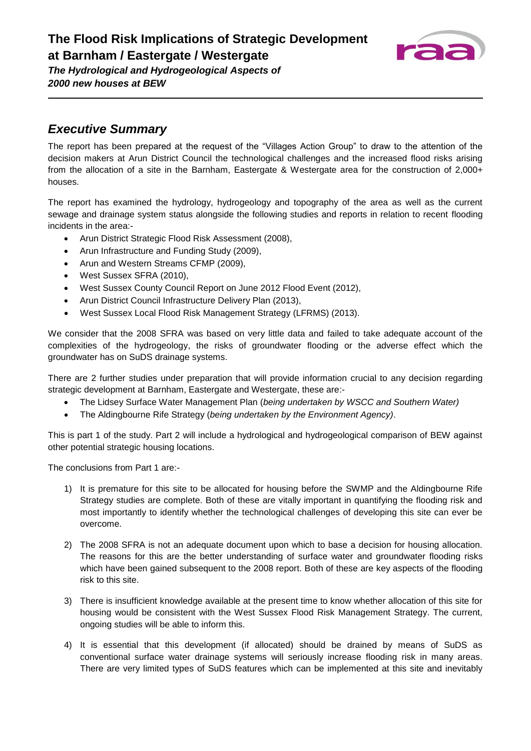## *Executive Summary*

The report has been prepared at the request of the "Villages Action Group" to draw to the attention of the decision makers at Arun District Council the technological challenges and the increased flood risks arising from the allocation of a site in the Barnham, Eastergate & Westergate area for the construction of 2,000+ houses.

The report has examined the hydrology, hydrogeology and topography of the area as well as the current sewage and drainage system status alongside the following studies and reports in relation to recent flooding incidents in the area:-

- Arun District Strategic Flood Risk Assessment (2008),
- Arun Infrastructure and Funding Study (2009),
- Arun and Western Streams CFMP (2009),
- West Sussex SFRA (2010),
- West Sussex County Council Report on June 2012 Flood Event (2012),
- Arun District Council Infrastructure Delivery Plan (2013),
- West Sussex Local Flood Risk Management Strategy (LFRMS) (2013).

We consider that the 2008 SFRA was based on very little data and failed to take adequate account of the complexities of the hydrogeology, the risks of groundwater flooding or the adverse effect which the groundwater has on SuDS drainage systems.

There are 2 further studies under preparation that will provide information crucial to any decision regarding strategic development at Barnham, Eastergate and Westergate, these are:-

- The Lidsey Surface Water Management Plan (*being undertaken by WSCC and Southern Water)*
- The Aldingbourne Rife Strategy (*being undertaken by the Environment Agency)*.

This is part 1 of the study. Part 2 will include a hydrological and hydrogeological comparison of BEW against other potential strategic housing locations.

The conclusions from Part 1 are:-

1) It is premature for this site to be allocated for housing before the SWMP and the Aldingbourne Rife Strategy studies are complete. Both of these are vitally important in quantifying the flooding risk and most importantly to identify whether the technological challenges of developing this site can ever be overcome.

2) The 2008 SFRA is not an adequate document upon which to base a decision for housing allocation. The reasons for this are the better understanding of surface water and groundwater flooding risks which have been gained subsequent to the 2008 report. Both of these are key aspects of the flooding risk to this site.

3) There is insufficient knowledge available at the present time to know whether allocation of this site for housing would be consistent with the West Sussex Flood Risk Management Strategy. The current, ongoing studies will be able to inform this.

4) It is essential that this development (if allocated) should be drained by means of SuDS as conventional surface water drainage systems will seriously increase flooding risk in many areas. There are very limited types of SuDS features which can be implemented at this site and inevitably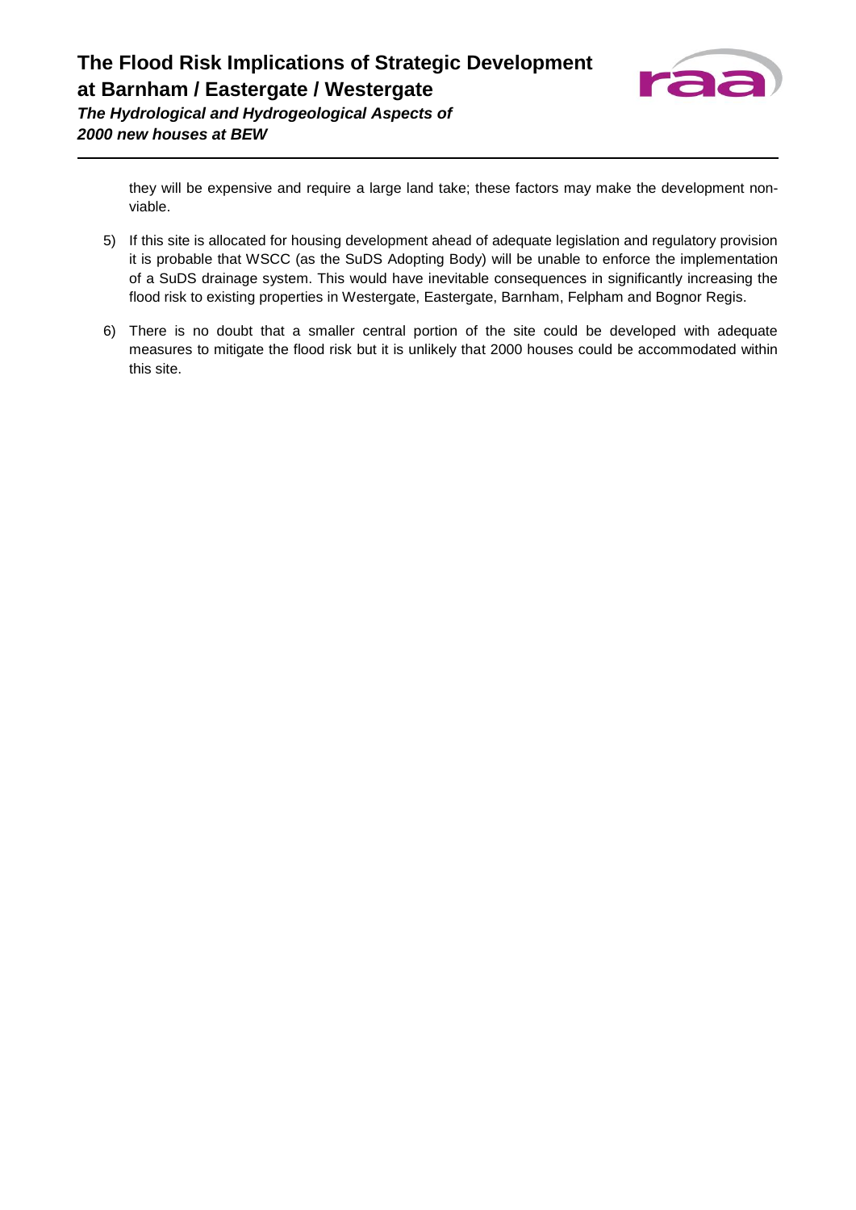they will be expensive and require a large land take; these factors may make the development non-viable.

5) If this site is allocated for housing development ahead of adequate legislation and regulatory provision it is probable that WSCC (as the SuDS Adopting Body) will be unable to enforce the implementation of a SuDS drainage system. This would have inevitable consequences in significantly increasing the flood risk to existing properties in Westergate, Eastergate, Barnham, Felpham and Bognor Regis.

6) There is no doubt that a smaller central portion of the site could be developed with adequate measures to mitigate the flood risk but it is unlikely that 2000 houses could be accommodated within this site.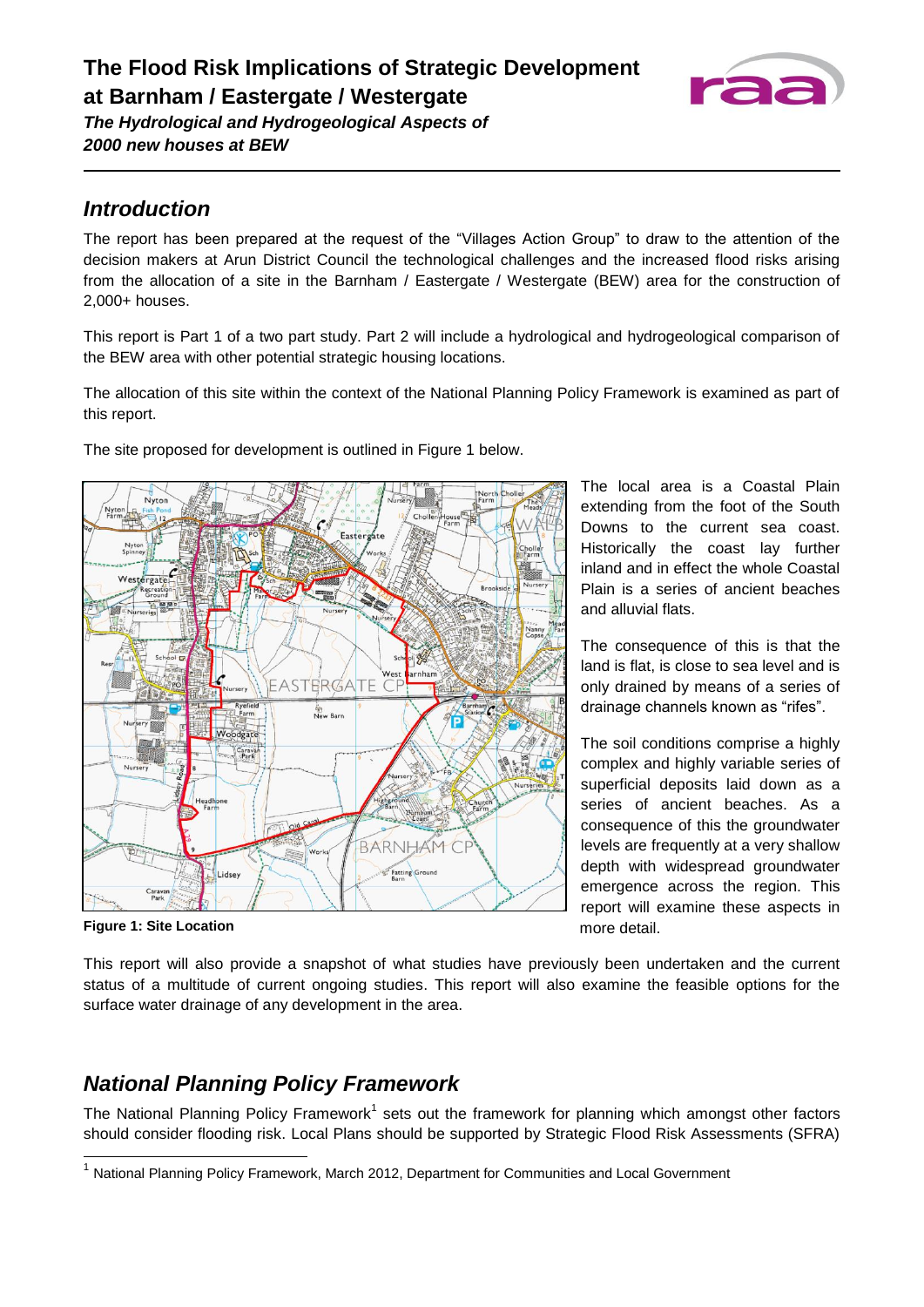# The Flood Risk Implications of Strategic Development at Barnham / Eastergate / Westergate

***The Hydrological and Hydrogeological Aspects of 2000 new houses at BEW***

## *Introduction*

The report has been prepared at the request of the "Villages Action Group" to draw to the attention of the decision makers at Arun District Council the technological challenges and the increased flood risks arising from the allocation of a site in the Barnham / Eastergate / Westergate (BEW) area for the construction of 2,000+ houses.

This report is Part 1 of a two part study. Part 2 will include a hydrological and hydrogeological comparison of the BEW area with other potential strategic housing locations.

The allocation of this site within the context of the National Planning Policy Framework is examined as part of this report.

The site proposed for development is outlined in Figure 1 below.

**Figure 1: Site Location**

The local area is a Coastal Plain extending from the foot of the South Downs to the current sea coast. Historically the coast lay further inland and in effect the whole Coastal Plain is a series of ancient beaches and alluvial flats.

The consequence of this is that the land is flat, is close to sea level and is only drained by means of a series of drainage channels known as "rifes".

The soil conditions comprise a highly complex and highly variable series of superficial deposits laid down as a series of ancient beaches. As a consequence of this the groundwater levels are frequently at a very shallow depth with widespread groundwater emergence across the region. This report will examine these aspects in more detail.

This report will also provide a snapshot of what studies have previously been undertaken and the current status of a multitude of current ongoing studies. This report will also examine the feasible options for the surface water drainage of any development in the area.

## *National Planning Policy Framework*

The National Planning Policy Framework[1] sets out the framework for planning which amongst other factors should consider flooding risk. Local Plans should be supported by Strategic Flood Risk Assessments (SFRA)

[1] National Planning Policy Framework, March 2012, Department for Communities and Local Government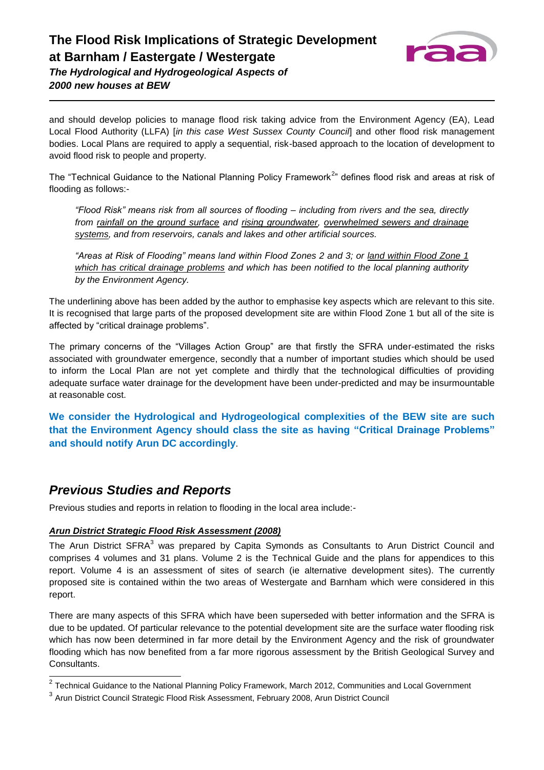and should develop policies to manage flood risk taking advice from the Environment Agency (EA), Lead Local Flood Authority (LLFA) [*in this case West Sussex County Council*] and other flood risk management bodies. Local Plans are required to apply a sequential, risk-based approach to the location of development to avoid flood risk to people and property.

The "Technical Guidance to the National Planning Policy Framework[2]" defines flood risk and areas at risk of flooding as follows:-

> *"Flood Risk" means risk from all sources of flooding – including from rivers and the sea, directly from <u>rainfall on the ground surface</u> and <u>rising groundwater</u>, <u>overwhelmed sewers and drainage systems</u>, and from reservoirs, canals and lakes and other artificial sources.*
>
> *"Areas at Risk of Flooding" means land within Flood Zones 2 and 3; or <u>land within Flood Zone 1 which has critical drainage problems</u> and which has been notified to the local planning authority by the Environment Agency.*

The underlining above has been added by the author to emphasise key aspects which are relevant to this site. It is recognised that large parts of the proposed development site are within Flood Zone 1 but all of the site is affected by "critical drainage problems".

The primary concerns of the "Villages Action Group" are that firstly the SFRA under-estimated the risks associated with groundwater emergence, secondly that a number of important studies which should be used to inform the Local Plan are not yet complete and thirdly that the technological difficulties of providing adequate surface water drainage for the development have been under-predicted and may be insurmountable at reasonable cost.

**We consider the Hydrological and Hydrogeological complexities of the BEW site are such that the Environment Agency should class the site as having "Critical Drainage Problems" and should notify Arun DC accordingly**.

## *Previous Studies and Reports*

Previous studies and reports in relation to flooding in the local area include:-

#### ***<u>Arun District Strategic Flood Risk Assessment (2008)</u>***

The Arun District SFRA[3] was prepared by Capita Symonds as Consultants to Arun District Council and comprises 4 volumes and 31 plans. Volume 2 is the Technical Guide and the plans for appendices to this report. Volume 4 is an assessment of sites of search (ie alternative development sites). The currently proposed site is contained within the two areas of Westergate and Barnham which were considered in this report.

There are many aspects of this SFRA which have been superseded with better information and the SFRA is due to be updated. Of particular relevance to the potential development site are the surface water flooding risk which has now been determined in far more detail by the Environment Agency and the risk of groundwater flooding which has now benefited from a far more rigorous assessment by the British Geological Survey and Consultants.

---

[2] Technical Guidance to the National Planning Policy Framework, March 2012, Communities and Local Government

[3] Arun District Council Strategic Flood Risk Assessment, February 2008, Arun District Council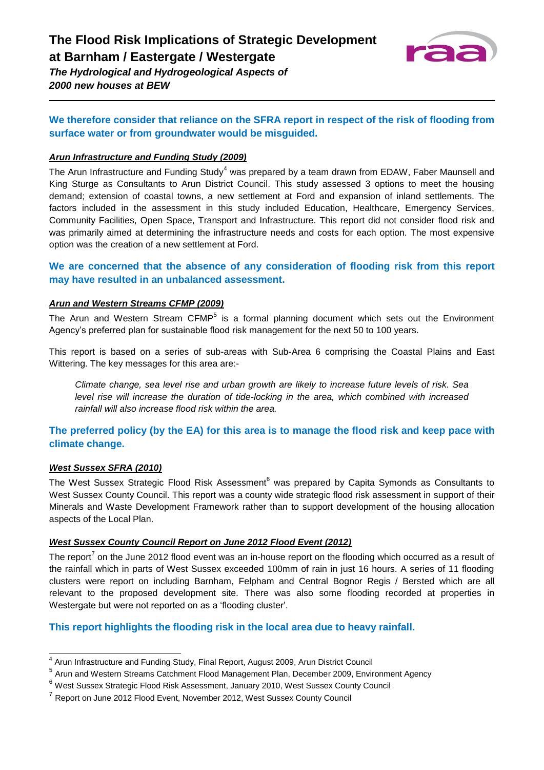**We therefore consider that reliance on the SFRA report in respect of the risk of flooding from surface water or from groundwater would be misguided.**

***Arun Infrastructure and Funding Study (2009)***

The Arun Infrastructure and Funding Study[4] was prepared by a team drawn from EDAW, Faber Maunsell and King Sturge as Consultants to Arun District Council. This study assessed 3 options to meet the housing demand; extension of coastal towns, a new settlement at Ford and expansion of inland settlements. The factors included in the assessment in this study included Education, Healthcare, Emergency Services, Community Facilities, Open Space, Transport and Infrastructure. This report did not consider flood risk and was primarily aimed at determining the infrastructure needs and costs for each option. The most expensive option was the creation of a new settlement at Ford.

**We are concerned that the absence of any consideration of flooding risk from this report may have resulted in an unbalanced assessment.**

***Arun and Western Streams CFMP (2009)***

The Arun and Western Stream CFMP[5] is a formal planning document which sets out the Environment Agency's preferred plan for sustainable flood risk management for the next 50 to 100 years.

This report is based on a series of sub-areas with Sub-Area 6 comprising the Coastal Plains and East Wittering. The key messages for this area are:-

> *Climate change, sea level rise and urban growth are likely to increase future levels of risk. Sea level rise will increase the duration of tide-locking in the area, which combined with increased rainfall will also increase flood risk within the area.*

**The preferred policy (by the EA) for this area is to manage the flood risk and keep pace with climate change.**

***West Sussex SFRA (2010)***

The West Sussex Strategic Flood Risk Assessment[6] was prepared by Capita Symonds as Consultants to West Sussex County Council. This report was a county wide strategic flood risk assessment in support of their Minerals and Waste Development Framework rather than to support development of the housing allocation aspects of the Local Plan.

***West Sussex County Council Report on June 2012 Flood Event (2012)***

The report[7] on the June 2012 flood event was an in-house report on the flooding which occurred as a result of the rainfall which in parts of West Sussex exceeded 100mm of rain in just 16 hours. A series of 11 flooding clusters were report on including Barnham, Felpham and Central Bognor Regis / Bersted which are all relevant to the proposed development site. There was also some flooding recorded at properties in Westergate but were not reported on as a 'flooding cluster'.

**This report highlights the flooding risk in the local area due to heavy rainfall.**

---

[4] Arun Infrastructure and Funding Study, Final Report, August 2009, Arun District Council

[5] Arun and Western Streams Catchment Flood Management Plan, December 2009, Environment Agency

[6] West Sussex Strategic Flood Risk Assessment, January 2010, West Sussex County Council

[7] Report on June 2012 Flood Event, November 2012, West Sussex County Council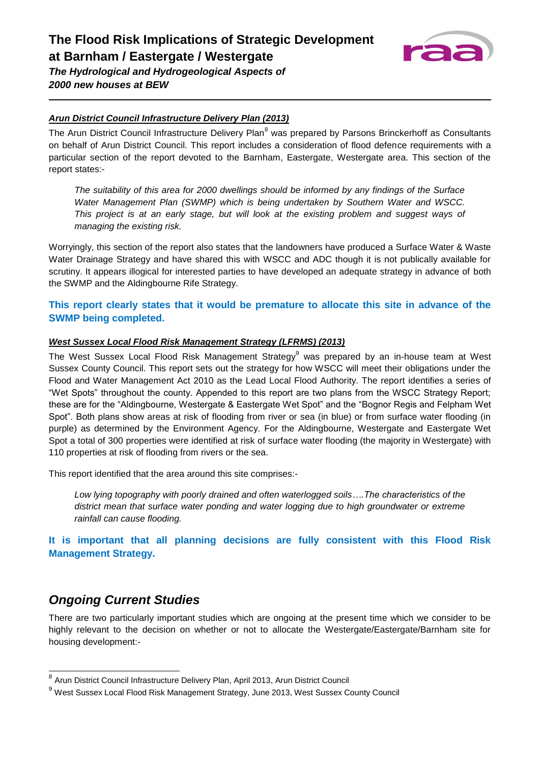### *Arun District Council Infrastructure Delivery Plan (2013)*

The Arun District Council Infrastructure Delivery Plan[8] was prepared by Parsons Brinckerhoff as Consultants on behalf of Arun District Council. This report includes a consideration of flood defence requirements with a particular section of the report devoted to the Barnham, Eastergate, Westergate area. This section of the report states:-

> *The suitability of this area for 2000 dwellings should be informed by any findings of the Surface Water Management Plan (SWMP) which is being undertaken by Southern Water and WSCC. This project is at an early stage, but will look at the existing problem and suggest ways of managing the existing risk.*

Worryingly, this section of the report also states that the landowners have produced a Surface Water & Waste Water Drainage Strategy and have shared this with WSCC and ADC though it is not publically available for scrutiny. It appears illogical for interested parties to have developed an adequate strategy in advance of both the SWMP and the Aldingbourne Rife Strategy.

**This report clearly states that it would be premature to allocate this site in advance of the SWMP being completed.**

### *West Sussex Local Flood Risk Management Strategy (LFRMS) (2013)*

The West Sussex Local Flood Risk Management Strategy[9] was prepared by an in-house team at West Sussex County Council. This report sets out the strategy for how WSCC will meet their obligations under the Flood and Water Management Act 2010 as the Lead Local Flood Authority. The report identifies a series of "Wet Spots" throughout the county. Appended to this report are two plans from the WSCC Strategy Report; these are for the "Aldingbourne, Westergate & Eastergate Wet Spot" and the "Bognor Regis and Felpham Wet Spot". Both plans show areas at risk of flooding from river or sea (in blue) or from surface water flooding (in purple) as determined by the Environment Agency. For the Aldingbourne, Westergate and Eastergate Wet Spot a total of 300 properties were identified at risk of surface water flooding (the majority in Westergate) with 110 properties at risk of flooding from rivers or the sea.

This report identified that the area around this site comprises:-

> *Low lying topography with poorly drained and often waterlogged soils….The characteristics of the district mean that surface water ponding and water logging due to high groundwater or extreme rainfall can cause flooding.*

**It is important that all planning decisions are fully consistent with this Flood Risk Management Strategy.**

## *Ongoing Current Studies*

There are two particularly important studies which are ongoing at the present time which we consider to be highly relevant to the decision on whether or not to allocate the Westergate/Eastergate/Barnham site for housing development:-

---

[8] Arun District Council Infrastructure Delivery Plan, April 2013, Arun District Council

[9] West Sussex Local Flood Risk Management Strategy, June 2013, West Sussex County Council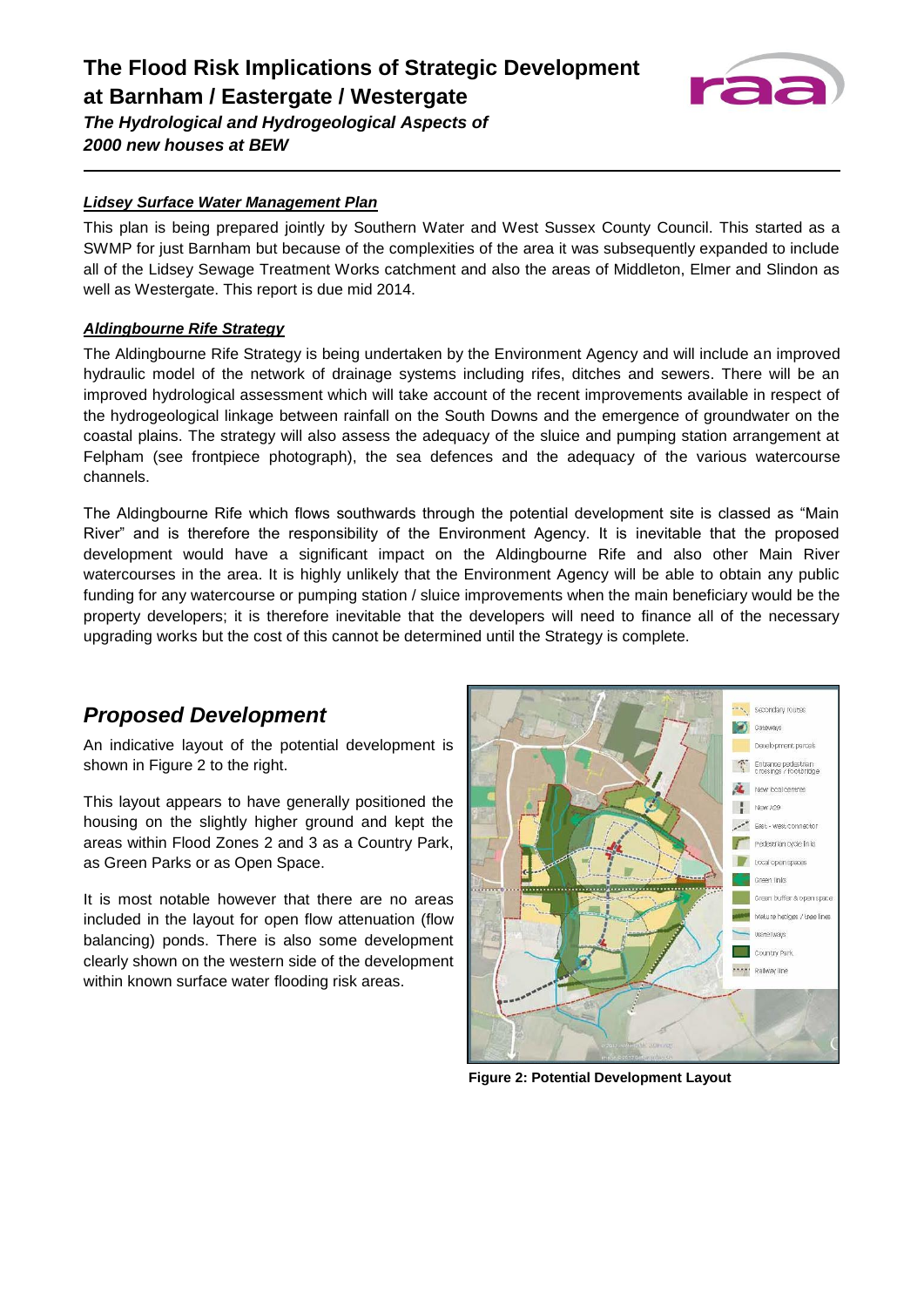#### *Lidsey Surface Water Management Plan*

This plan is being prepared jointly by Southern Water and West Sussex County Council. This started as a SWMP for just Barnham but because of the complexities of the area it was subsequently expanded to include all of the Lidsey Sewage Treatment Works catchment and also the areas of Middleton, Elmer and Slindon as well as Westergate. This report is due mid 2014.

#### *Aldingbourne Rife Strategy*

The Aldingbourne Rife Strategy is being undertaken by the Environment Agency and will include an improved hydraulic model of the network of drainage systems including rifes, ditches and sewers. There will be an improved hydrological assessment which will take account of the recent improvements available in respect of the hydrogeological linkage between rainfall on the South Downs and the emergence of groundwater on the coastal plains. The strategy will also assess the adequacy of the sluice and pumping station arrangement at Felpham (see frontpiece photograph), the sea defences and the adequacy of the various watercourse channels.

The Aldingbourne Rife which flows southwards through the potential development site is classed as "Main River" and is therefore the responsibility of the Environment Agency. It is inevitable that the proposed development would have a significant impact on the Aldingbourne Rife and also other Main River watercourses in the area. It is highly unlikely that the Environment Agency will be able to obtain any public funding for any watercourse or pumping station / sluice improvements when the main beneficiary would be the property developers; it is therefore inevitable that the developers will need to finance all of the necessary upgrading works but the cost of this cannot be determined until the Strategy is complete.

## *Proposed Development*

An indicative layout of the potential development is shown in Figure 2 to the right.

This layout appears to have generally positioned the housing on the slightly higher ground and kept the areas within Flood Zones 2 and 3 as a Country Park, as Green Parks or as Open Space.

It is most notable however that there are no areas included in the layout for open flow attenuation (flow balancing) ponds. There is also some development clearly shown on the western side of the development within known surface water flooding risk areas.

**Figure 2: Potential Development Layout**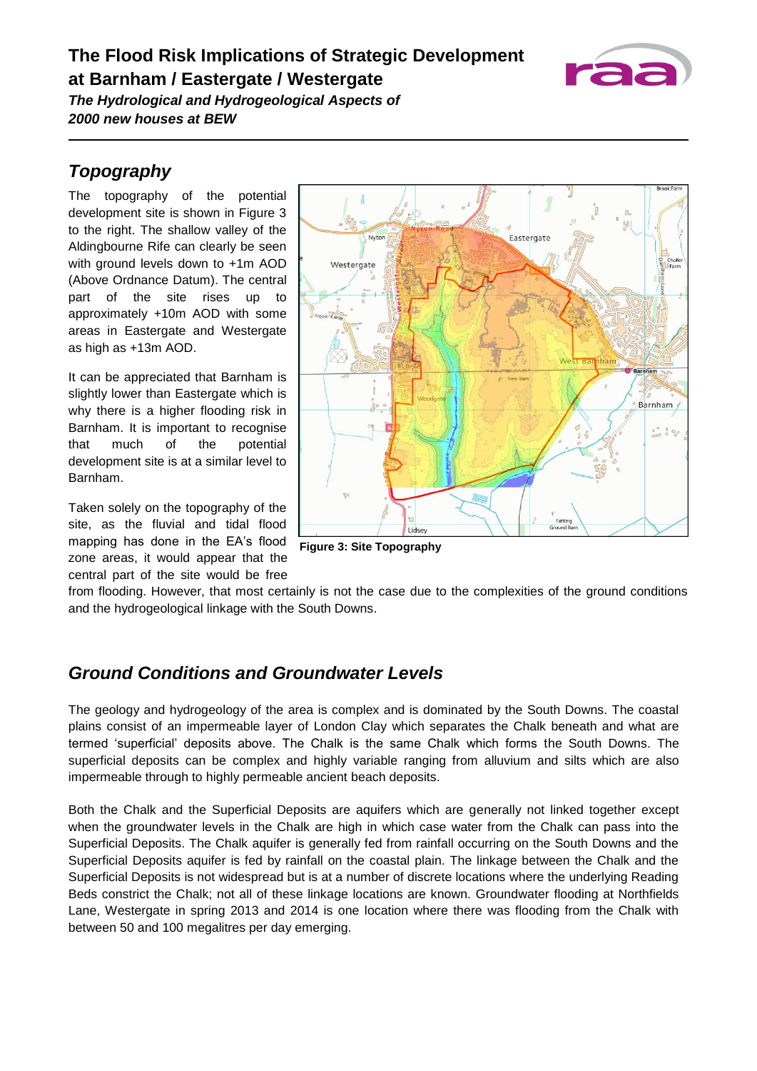## Topography

The topography of the potential development site is shown in Figure 3 to the right. The shallow valley of the Aldingbourne Rife can clearly be seen with ground levels down to +1m AOD (Above Ordnance Datum). The central part of the site rises up to approximately +10m AOD with some areas in Eastergate and Westergate as high as +13m AOD.

It can be appreciated that Barnham is slightly lower than Eastergate which is why there is a higher flooding risk in Barnham. It is important to recognise that much of the potential development site is at a similar level to Barnham.

Taken solely on the topography of the site, as the fluvial and tidal flood mapping has done in the EA's flood zone areas, it would appear that the central part of the site would be free from flooding. However, that most certainly is not the case due to the complexities of the ground conditions and the hydrogeological linkage with the South Downs.

**Figure 3: Site Topography**

## Ground Conditions and Groundwater Levels

The geology and hydrogeology of the area is complex and is dominated by the South Downs. The coastal plains consist of an impermeable layer of London Clay which separates the Chalk beneath and what are termed 'superficial' deposits above. The Chalk is the same Chalk which forms the South Downs. The superficial deposits can be complex and highly variable ranging from alluvium and silts which are also impermeable through to highly permeable ancient beach deposits.

Both the Chalk and the Superficial Deposits are aquifers which are generally not linked together except when the groundwater levels in the Chalk are high in which case water from the Chalk can pass into the Superficial Deposits. The Chalk aquifer is generally fed from rainfall occurring on the South Downs and the Superficial Deposits aquifer is fed by rainfall on the coastal plain. The linkage between the Chalk and the Superficial Deposits is not widespread but is at a number of discrete locations where the underlying Reading Beds constrict the Chalk; not all of these linkage locations are known. Groundwater flooding at Northfields Lane, Westergate in spring 2013 and 2014 is one location where there was flooding from the Chalk with between 50 and 100 megalitres per day emerging.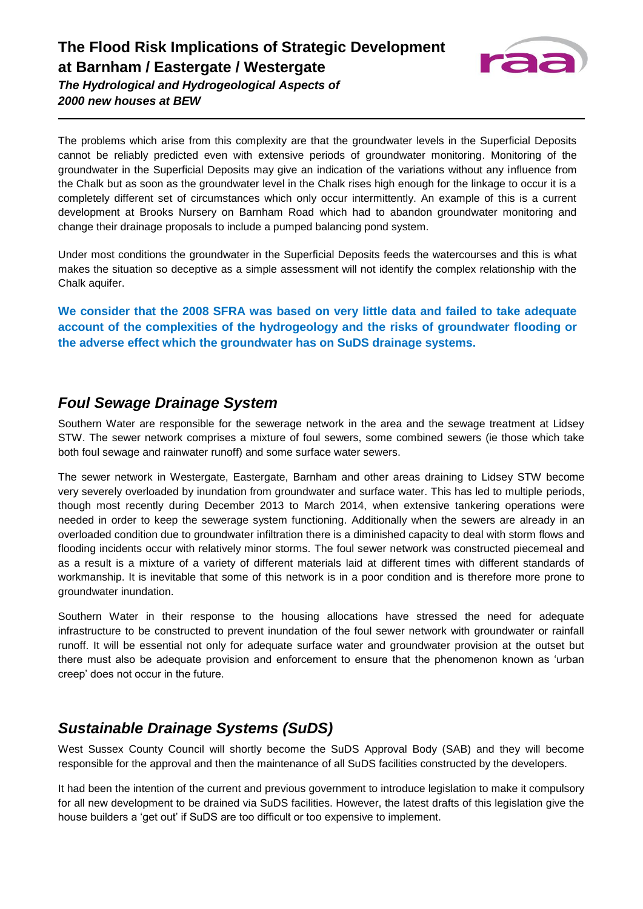The problems which arise from this complexity are that the groundwater levels in the Superficial Deposits cannot be reliably predicted even with extensive periods of groundwater monitoring. Monitoring of the groundwater in the Superficial Deposits may give an indication of the variations without any influence from the Chalk but as soon as the groundwater level in the Chalk rises high enough for the linkage to occur it is a completely different set of circumstances which only occur intermittently. An example of this is a current development at Brooks Nursery on Barnham Road which had to abandon groundwater monitoring and change their drainage proposals to include a pumped balancing pond system.

Under most conditions the groundwater in the Superficial Deposits feeds the watercourses and this is what makes the situation so deceptive as a simple assessment will not identify the complex relationship with the Chalk aquifer.

**We consider that the 2008 SFRA was based on very little data and failed to take adequate account of the complexities of the hydrogeology and the risks of groundwater flooding or the adverse effect which the groundwater has on SuDS drainage systems.**

## *Foul Sewage Drainage System*

Southern Water are responsible for the sewerage network in the area and the sewage treatment at Lidsey STW. The sewer network comprises a mixture of foul sewers, some combined sewers (ie those which take both foul sewage and rainwater runoff) and some surface water sewers.

The sewer network in Westergate, Eastergate, Barnham and other areas draining to Lidsey STW become very severely overloaded by inundation from groundwater and surface water. This has led to multiple periods, though most recently during December 2013 to March 2014, when extensive tankering operations were needed in order to keep the sewerage system functioning. Additionally when the sewers are already in an overloaded condition due to groundwater infiltration there is a diminished capacity to deal with storm flows and flooding incidents occur with relatively minor storms. The foul sewer network was constructed piecemeal and as a result is a mixture of a variety of different materials laid at different times with different standards of workmanship. It is inevitable that some of this network is in a poor condition and is therefore more prone to groundwater inundation.

Southern Water in their response to the housing allocations have stressed the need for adequate infrastructure to be constructed to prevent inundation of the foul sewer network with groundwater or rainfall runoff. It will be essential not only for adequate surface water and groundwater provision at the outset but there must also be adequate provision and enforcement to ensure that the phenomenon known as 'urban creep' does not occur in the future.

## *Sustainable Drainage Systems (SuDS)*

West Sussex County Council will shortly become the SuDS Approval Body (SAB) and they will become responsible for the approval and then the maintenance of all SuDS facilities constructed by the developers.

It had been the intention of the current and previous government to introduce legislation to make it compulsory for all new development to be drained via SuDS facilities. However, the latest drafts of this legislation give the house builders a 'get out' if SuDS are too difficult or too expensive to implement.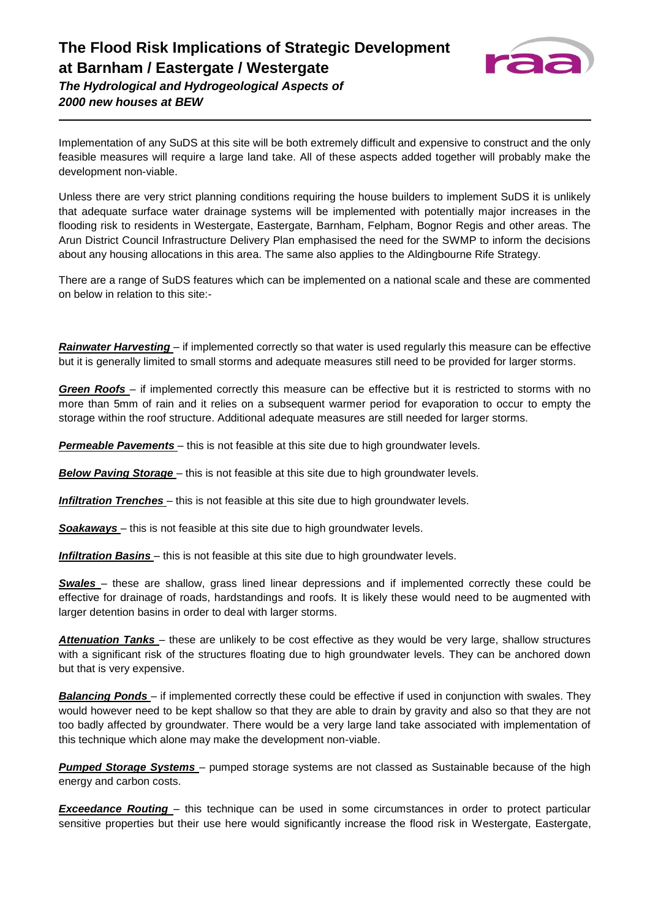Implementation of any SuDS at this site will be both extremely difficult and expensive to construct and the only feasible measures will require a large land take. All of these aspects added together will probably make the development non-viable.

Unless there are very strict planning conditions requiring the house builders to implement SuDS it is unlikely that adequate surface water drainage systems will be implemented with potentially major increases in the flooding risk to residents in Westergate, Eastergate, Barnham, Felpham, Bognor Regis and other areas. The Arun District Council Infrastructure Delivery Plan emphasised the need for the SWMP to inform the decisions about any housing allocations in this area. The same also applies to the Aldingbourne Rife Strategy.

There are a range of SuDS features which can be implemented on a national scale and these are commented on below in relation to this site:-

***Rainwater Harvesting*** – if implemented correctly so that water is used regularly this measure can be effective but it is generally limited to small storms and adequate measures still need to be provided for larger storms.

***Green Roofs*** – if implemented correctly this measure can be effective but it is restricted to storms with no more than 5mm of rain and it relies on a subsequent warmer period for evaporation to occur to empty the storage within the roof structure. Additional adequate measures are still needed for larger storms.

***Permeable Pavements*** – this is not feasible at this site due to high groundwater levels.

***Below Paving Storage*** – this is not feasible at this site due to high groundwater levels.

***Infiltration Trenches*** – this is not feasible at this site due to high groundwater levels.

***Soakaways*** – this is not feasible at this site due to high groundwater levels.

***Infiltration Basins*** – this is not feasible at this site due to high groundwater levels.

***Swales*** – these are shallow, grass lined linear depressions and if implemented correctly these could be effective for drainage of roads, hardstandings and roofs. It is likely these would need to be augmented with larger detention basins in order to deal with larger storms.

***Attenuation Tanks*** – these are unlikely to be cost effective as they would be very large, shallow structures with a significant risk of the structures floating due to high groundwater levels. They can be anchored down but that is very expensive.

***Balancing Ponds*** – if implemented correctly these could be effective if used in conjunction with swales. They would however need to be kept shallow so that they are able to drain by gravity and also so that they are not too badly affected by groundwater. There would be a very large land take associated with implementation of this technique which alone may make the development non-viable.

***Pumped Storage Systems*** – pumped storage systems are not classed as Sustainable because of the high energy and carbon costs.

***Exceedance Routing*** – this technique can be used in some circumstances in order to protect particular sensitive properties but their use here would significantly increase the flood risk in Westergate, Eastergate,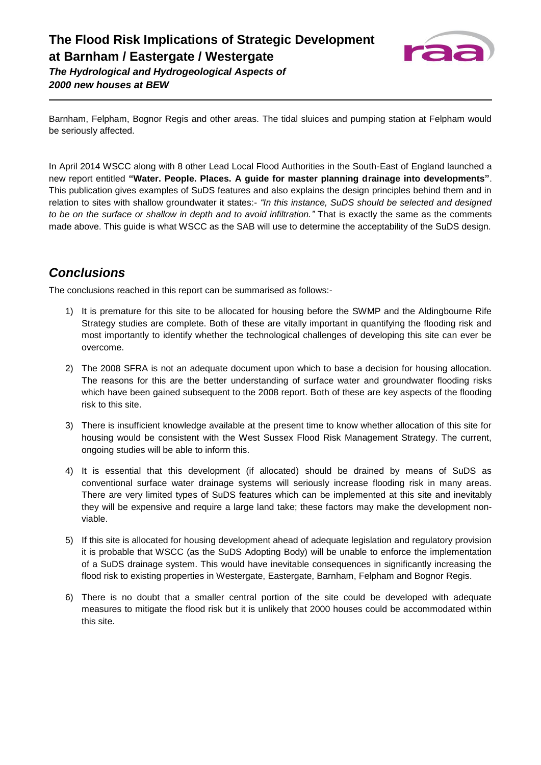Barnham, Felpham, Bognor Regis and other areas. The tidal sluices and pumping station at Felpham would be seriously affected.

In April 2014 WSCC along with 8 other Lead Local Flood Authorities in the South-East of England launched a new report entitled **"Water. People. Places. A guide for master planning drainage into developments"**. This publication gives examples of SuDS features and also explains the design principles behind them and in relation to sites with shallow groundwater it states:- *"In this instance, SuDS should be selected and designed to be on the surface or shallow in depth and to avoid infiltration."* That is exactly the same as the comments made above. This guide is what WSCC as the SAB will use to determine the acceptability of the SuDS design.

## *Conclusions*

The conclusions reached in this report can be summarised as follows:-

1) It is premature for this site to be allocated for housing before the SWMP and the Aldingbourne Rife Strategy studies are complete. Both of these are vitally important in quantifying the flooding risk and most importantly to identify whether the technological challenges of developing this site can ever be overcome.

2) The 2008 SFRA is not an adequate document upon which to base a decision for housing allocation. The reasons for this are the better understanding of surface water and groundwater flooding risks which have been gained subsequent to the 2008 report. Both of these are key aspects of the flooding risk to this site.

3) There is insufficient knowledge available at the present time to know whether allocation of this site for housing would be consistent with the West Sussex Flood Risk Management Strategy. The current, ongoing studies will be able to inform this.

4) It is essential that this development (if allocated) should be drained by means of SuDS as conventional surface water drainage systems will seriously increase flooding risk in many areas. There are very limited types of SuDS features which can be implemented at this site and inevitably they will be expensive and require a large land take; these factors may make the development non-viable.

5) If this site is allocated for housing development ahead of adequate legislation and regulatory provision it is probable that WSCC (as the SuDS Adopting Body) will be unable to enforce the implementation of a SuDS drainage system. This would have inevitable consequences in significantly increasing the flood risk to existing properties in Westergate, Eastergate, Barnham, Felpham and Bognor Regis.

6) There is no doubt that a smaller central portion of the site could be developed with adequate measures to mitigate the flood risk but it is unlikely that 2000 houses could be accommodated within this site.